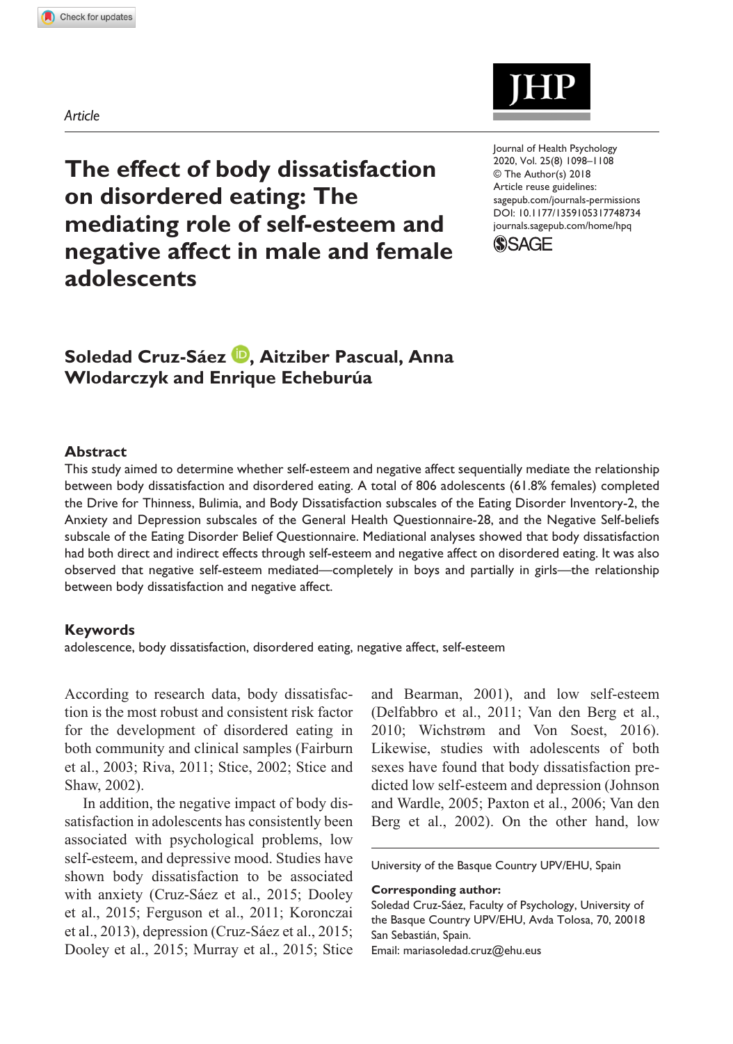*Article*

# The effect of body dissatisfaction on disordered eating: The mediating role of self-esteem and negative affect in male and female adolescents

Journal of Health Psychology
2020, Vol. 25(8) 1098–1108
© The Author(s) 2018
Article reuse guidelines:
sagepub.com/journals-permissions
DOI: 10.1177/1359105317748734
journals.sagepub.com/home/hpq

**Soledad Cruz-Sáez, Aitziber Pascual, Anna Wlodarczyk and Enrique Echeburúa**

## Abstract

This study aimed to determine whether self-esteem and negative affect sequentially mediate the relationship between body dissatisfaction and disordered eating. A total of 806 adolescents (61.8% females) completed the Drive for Thinness, Bulimia, and Body Dissatisfaction subscales of the Eating Disorder Inventory-2, the Anxiety and Depression subscales of the General Health Questionnaire-28, and the Negative Self-beliefs subscale of the Eating Disorder Belief Questionnaire. Mediational analyses showed that body dissatisfaction had both direct and indirect effects through self-esteem and negative affect on disordered eating. It was also observed that negative self-esteem mediated—completely in boys and partially in girls—the relationship between body dissatisfaction and negative affect.

## Keywords

adolescence, body dissatisfaction, disordered eating, negative affect, self-esteem

According to research data, body dissatisfaction is the most robust and consistent risk factor for the development of disordered eating in both community and clinical samples (Fairburn et al., 2003; Riva, 2011; Stice, 2002; Stice and Shaw, 2002).

In addition, the negative impact of body dissatisfaction in adolescents has consistently been associated with psychological problems, low self-esteem, and depressive mood. Studies have shown body dissatisfaction to be associated with anxiety (Cruz-Sáez et al., 2015; Dooley et al., 2015; Ferguson et al., 2011; Koronczai et al., 2013), depression (Cruz-Sáez et al., 2015; Dooley et al., 2015; Murray et al., 2015; Stice and Bearman, 2001), and low self-esteem (Delfabbro et al., 2011; Van den Berg et al., 2010; Wichstrøm and Von Soest, 2016). Likewise, studies with adolescents of both sexes have found that body dissatisfaction predicted low self-esteem and depression (Johnson and Wardle, 2005; Paxton et al., 2006; Van den Berg et al., 2002). On the other hand, low

University of the Basque Country UPV/EHU, Spain

**Corresponding author:**
Soledad Cruz-Sáez, Faculty of Psychology, University of the Basque Country UPV/EHU, Avda Tolosa, 70, 20018 San Sebastián, Spain.
Email: mariasoledad.cruz@ehu.eus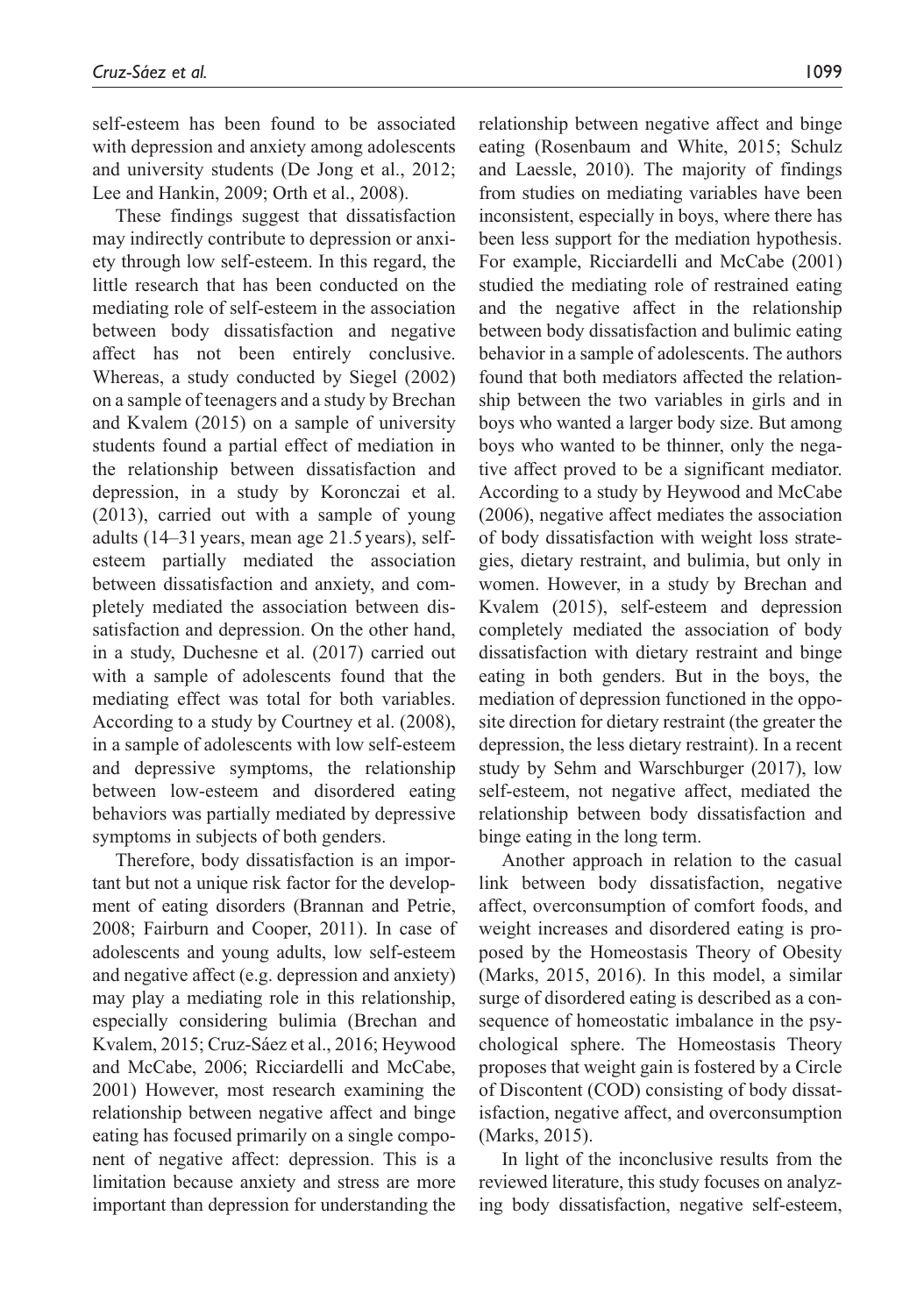self-esteem has been found to be associated with depression and anxiety among adolescents and university students (De Jong et al., 2012; Lee and Hankin, 2009; Orth et al., 2008).

These findings suggest that dissatisfaction may indirectly contribute to depression or anxiety through low self-esteem. In this regard, the little research that has been conducted on the mediating role of self-esteem in the association between body dissatisfaction and negative affect has not been entirely conclusive. Whereas, a study conducted by Siegel (2002) on a sample of teenagers and a study by Brechan and Kvalem (2015) on a sample of university students found a partial effect of mediation in the relationship between dissatisfaction and depression, in a study by Koronczai et al. (2013), carried out with a sample of young adults (14–31 years, mean age 21.5 years), self-esteem partially mediated the association between dissatisfaction and anxiety, and completely mediated the association between dissatisfaction and depression. On the other hand, in a study, Duchesne et al. (2017) carried out with a sample of adolescents found that the mediating effect was total for both variables. According to a study by Courtney et al. (2008), in a sample of adolescents with low self-esteem and depressive symptoms, the relationship between low-esteem and disordered eating behaviors was partially mediated by depressive symptoms in subjects of both genders.

Therefore, body dissatisfaction is an important but not a unique risk factor for the development of eating disorders (Brannan and Petrie, 2008; Fairburn and Cooper, 2011). In case of adolescents and young adults, low self-esteem and negative affect (e.g. depression and anxiety) may play a mediating role in this relationship, especially considering bulimia (Brechan and Kvalem, 2015; Cruz-Sáez et al., 2016; Heywood and McCabe, 2006; Ricciardelli and McCabe, 2001) However, most research examining the relationship between negative affect and binge eating has focused primarily on a single component of negative affect: depression. This is a limitation because anxiety and stress are more important than depression for understanding the relationship between negative affect and binge eating (Rosenbaum and White, 2015; Schulz and Laessle, 2010). The majority of findings from studies on mediating variables have been inconsistent, especially in boys, where there has been less support for the mediation hypothesis. For example, Ricciardelli and McCabe (2001) studied the mediating role of restrained eating and the negative affect in the relationship between body dissatisfaction and bulimic eating behavior in a sample of adolescents. The authors found that both mediators affected the relationship between the two variables in girls and in boys who wanted a larger body size. But among boys who wanted to be thinner, only the negative affect proved to be a significant mediator. According to a study by Heywood and McCabe (2006), negative affect mediates the association of body dissatisfaction with weight loss strategies, dietary restraint, and bulimia, but only in women. However, in a study by Brechan and Kvalem (2015), self-esteem and depression completely mediated the association of body dissatisfaction with dietary restraint and binge eating in both genders. But in the boys, the mediation of depression functioned in the opposite direction for dietary restraint (the greater the depression, the less dietary restraint). In a recent study by Sehm and Warschburger (2017), low self-esteem, not negative affect, mediated the relationship between body dissatisfaction and binge eating in the long term.

Another approach in relation to the casual link between body dissatisfaction, negative affect, overconsumption of comfort foods, and weight increases and disordered eating is proposed by the Homeostasis Theory of Obesity (Marks, 2015, 2016). In this model, a similar surge of disordered eating is described as a consequence of homeostatic imbalance in the psychological sphere. The Homeostasis Theory proposes that weight gain is fostered by a Circle of Discontent (COD) consisting of body dissatisfaction, negative affect, and overconsumption (Marks, 2015).

In light of the inconclusive results from the reviewed literature, this study focuses on analyzing body dissatisfaction, negative self-esteem,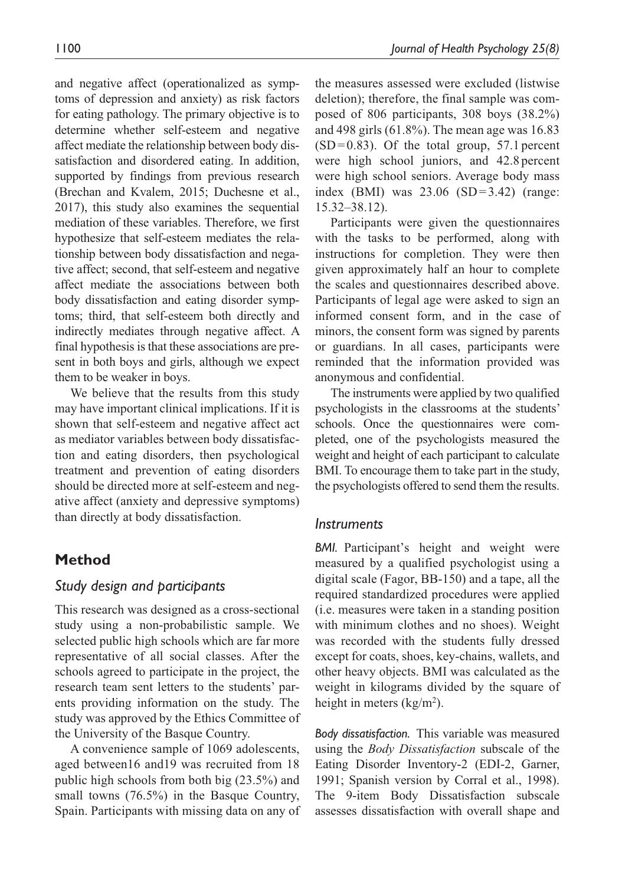and negative affect (operationalized as symptoms of depression and anxiety) as risk factors for eating pathology. The primary objective is to determine whether self-esteem and negative affect mediate the relationship between body dissatisfaction and disordered eating. In addition, supported by findings from previous research (Brechan and Kvalem, 2015; Duchesne et al., 2017), this study also examines the sequential mediation of these variables. Therefore, we first hypothesize that self-esteem mediates the relationship between body dissatisfaction and negative affect; second, that self-esteem and negative affect mediate the associations between both body dissatisfaction and eating disorder symptoms; third, that self-esteem both directly and indirectly mediates through negative affect. A final hypothesis is that these associations are present in both boys and girls, although we expect them to be weaker in boys.

We believe that the results from this study may have important clinical implications. If it is shown that self-esteem and negative affect act as mediator variables between body dissatisfaction and eating disorders, then psychological treatment and prevention of eating disorders should be directed more at self-esteem and negative affect (anxiety and depressive symptoms) than directly at body dissatisfaction.

## Method

### *Study design and participants*

This research was designed as a cross-sectional study using a non-probabilistic sample. We selected public high schools which are far more representative of all social classes. After the schools agreed to participate in the project, the research team sent letters to the students' parents providing information on the study. The study was approved by the Ethics Committee of the University of the Basque Country.

A convenience sample of 1069 adolescents, aged between16 and19 was recruited from 18 public high schools from both big (23.5%) and small towns (76.5%) in the Basque Country, Spain. Participants with missing data on any of the measures assessed were excluded (listwise deletion); therefore, the final sample was composed of 806 participants, 308 boys (38.2%) and 498 girls (61.8%). The mean age was 16.83 (SD = 0.83). Of the total group, 57.1 percent were high school juniors, and 42.8 percent were high school seniors. Average body mass index (BMI) was 23.06 (SD = 3.42) (range: 15.32–38.12).

Participants were given the questionnaires with the tasks to be performed, along with instructions for completion. They were then given approximately half an hour to complete the scales and questionnaires described above. Participants of legal age were asked to sign an informed consent form, and in the case of minors, the consent form was signed by parents or guardians. In all cases, participants were reminded that the information provided was anonymous and confidential.

The instruments were applied by two qualified psychologists in the classrooms at the students' schools. Once the questionnaires were completed, one of the psychologists measured the weight and height of each participant to calculate BMI. To encourage them to take part in the study, the psychologists offered to send them the results.

### *Instruments*

*BMI.* Participant's height and weight were measured by a qualified psychologist using a digital scale (Fagor, BB-150) and a tape, all the required standardized procedures were applied (i.e. measures were taken in a standing position with minimum clothes and no shoes). Weight was recorded with the students fully dressed except for coats, shoes, key-chains, wallets, and other heavy objects. BMI was calculated as the weight in kilograms divided by the square of height in meters (kg/m$^2$).

*Body dissatisfaction.* This variable was measured using the *Body Dissatisfaction* subscale of the Eating Disorder Inventory-2 (EDI-2, Garner, 1991; Spanish version by Corral et al., 1998). The 9-item Body Dissatisfaction subscale assesses dissatisfaction with overall shape and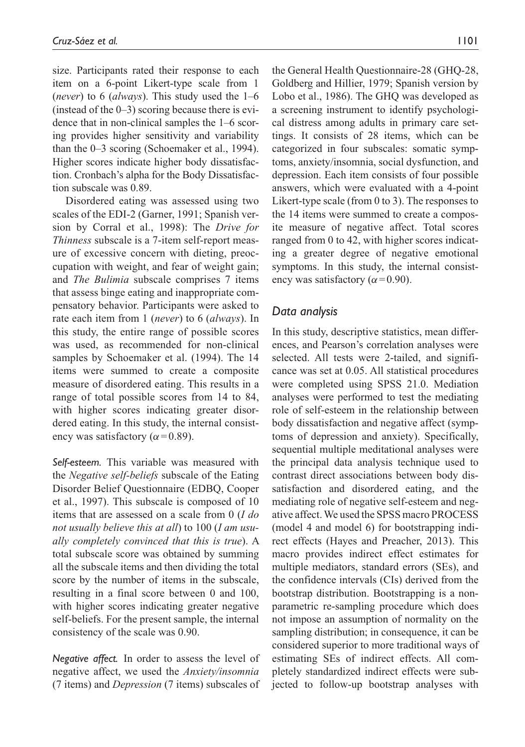size. Participants rated their response to each item on a 6-point Likert-type scale from 1 (*never*) to 6 (*always*). This study used the 1–6 (instead of the 0–3) scoring because there is evidence that in non-clinical samples the 1–6 scoring provides higher sensitivity and variability than the 0–3 scoring (Schoemaker et al., 1994). Higher scores indicate higher body dissatisfaction. Cronbach's alpha for the Body Dissatisfaction subscale was 0.89.

Disordered eating was assessed using two scales of the EDI-2 (Garner, 1991; Spanish version by Corral et al., 1998): The *Drive for Thinness* subscale is a 7-item self-report measure of excessive concern with dieting, preoccupation with weight, and fear of weight gain; and *The Bulimia* subscale comprises 7 items that assess binge eating and inappropriate compensatory behavior. Participants were asked to rate each item from 1 (*never*) to 6 (*always*). In this study, the entire range of possible scores was used, as recommended for non-clinical samples by Schoemaker et al. (1994). The 14 items were summed to create a composite measure of disordered eating. This results in a range of total possible scores from 14 to 84, with higher scores indicating greater disordered eating. In this study, the internal consistency was satisfactory ($\alpha = 0.89$).

*Self-esteem.* This variable was measured with the *Negative self-beliefs* subscale of the Eating Disorder Belief Questionnaire (EDBQ, Cooper et al., 1997). This subscale is composed of 10 items that are assessed on a scale from 0 (*I do not usually believe this at all*) to 100 (*I am usually completely convinced that this is true*). A total subscale score was obtained by summing all the subscale items and then dividing the total score by the number of items in the subscale, resulting in a final score between 0 and 100, with higher scores indicating greater negative self-beliefs. For the present sample, the internal consistency of the scale was 0.90.

*Negative affect.* In order to assess the level of negative affect, we used the *Anxiety/insomnia* (7 items) and *Depression* (7 items) subscales of the General Health Questionnaire-28 (GHQ-28, Goldberg and Hillier, 1979; Spanish version by Lobo et al., 1986). The GHQ was developed as a screening instrument to identify psychological distress among adults in primary care settings. It consists of 28 items, which can be categorized in four subscales: somatic symptoms, anxiety/insomnia, social dysfunction, and depression. Each item consists of four possible answers, which were evaluated with a 4-point Likert-type scale (from 0 to 3). The responses to the 14 items were summed to create a composite measure of negative affect. Total scores ranged from 0 to 42, with higher scores indicating a greater degree of negative emotional symptoms. In this study, the internal consistency was satisfactory ($\alpha = 0.90$).

## Data analysis

In this study, descriptive statistics, mean differences, and Pearson's correlation analyses were selected. All tests were 2-tailed, and significance was set at 0.05. All statistical procedures were completed using SPSS 21.0. Mediation analyses were performed to test the mediating role of self-esteem in the relationship between body dissatisfaction and negative affect (symptoms of depression and anxiety). Specifically, sequential multiple meditational analyses were the principal data analysis technique used to contrast direct associations between body dissatisfaction and disordered eating, and the mediating role of negative self-esteem and negative affect. We used the SPSS macro PROCESS (model 4 and model 6) for bootstrapping indirect effects (Hayes and Preacher, 2013). This macro provides indirect effect estimates for multiple mediators, standard errors (SEs), and the confidence intervals (CIs) derived from the bootstrap distribution. Bootstrapping is a nonparametric re-sampling procedure which does not impose an assumption of normality on the sampling distribution; in consequence, it can be considered superior to more traditional ways of estimating SEs of indirect effects. All completely standardized indirect effects were subjected to follow-up bootstrap analyses with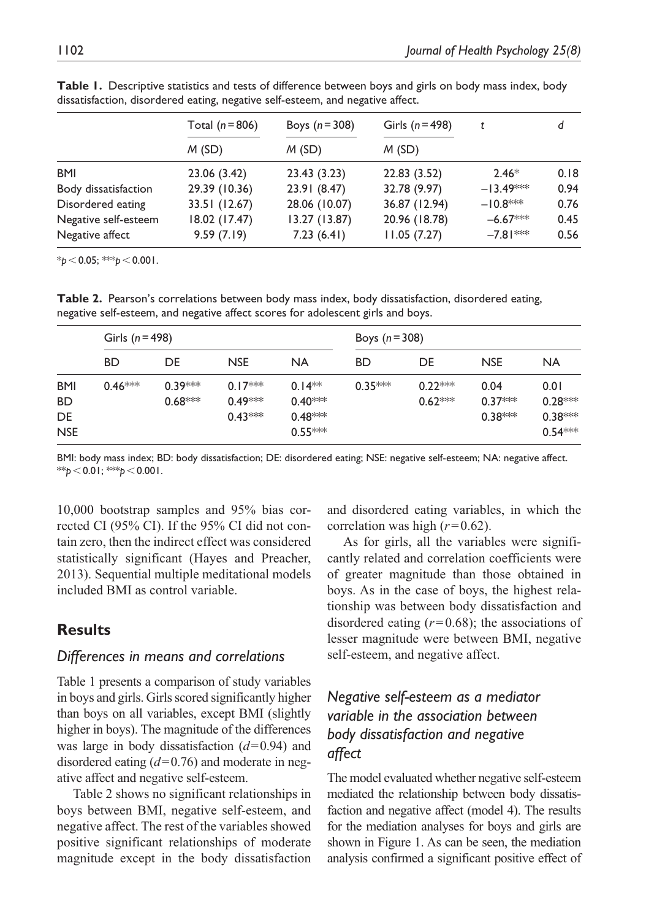**Table 1.** Descriptive statistics and tests of difference between boys and girls on body mass index, body dissatisfaction, disordered eating, negative self-esteem, and negative affect.

| | Total ($n$ = 806) | Boys ($n$ = 308) | Girls ($n$ = 498) | $t$ | $d$ |
|---|---|---|---|---|---|
| | $M$ (SD) | $M$ (SD) | $M$ (SD) | | |
| BMI | 23.06 (3.42) | 23.43 (3.23) | 22.83 (3.52) | 2.46* | 0.18 |
| Body dissatisfaction | 29.39 (10.36) | 23.91 (8.47) | 32.78 (9.97) | −13.49*** | 0.94 |
| Disordered eating | 33.51 (12.67) | 28.06 (10.07) | 36.87 (12.94) | −10.8*** | 0.76 |
| Negative self-esteem | 18.02 (17.47) | 13.27 (13.87) | 20.96 (18.78) | −6.67*** | 0.45 |
| Negative affect | 9.59 (7.19) | 7.23 (6.41) | 11.05 (7.27) | −7.81*** | 0.56 |

*$p$ < 0.05; ***$p$ < 0.001.

**Table 2.** Pearson's correlations between body mass index, body dissatisfaction, disordered eating, negative self-esteem, and negative affect scores for adolescent girls and boys.

| | Girls ($n$ = 498) | | | | Boys ($n$ = 308) | | | |
|---|---|---|---|---|---|---|---|---|
| | BD | DE | NSE | NA | BD | DE | NSE | NA |
| BMI | 0.46*** | 0.39*** | 0.17*** | 0.14** | 0.35*** | 0.22*** | 0.04 | 0.01 |
| BD | | 0.68*** | 0.49*** | 0.40*** | | 0.62*** | 0.37*** | 0.28*** |
| DE | | | 0.43*** | 0.48*** | | | 0.38*** | 0.38*** |
| NSE | | | | 0.55*** | | | | 0.54*** |

BMI: body mass index; BD: body dissatisfaction; DE: disordered eating; NSE: negative self-esteem; NA: negative affect.
**$p$ < 0.01; ***$p$ < 0.001.

10,000 bootstrap samples and 95% bias corrected CI (95% CI). If the 95% CI did not contain zero, then the indirect effect was considered statistically significant (Hayes and Preacher, 2013). Sequential multiple meditational models included BMI as control variable.

## Results

### Differences in means and correlations

Table 1 presents a comparison of study variables in boys and girls. Girls scored significantly higher than boys on all variables, except BMI (slightly higher in boys). The magnitude of the differences was large in body dissatisfaction ($d$ = 0.94) and disordered eating ($d$ = 0.76) and moderate in negative affect and negative self-esteem.

Table 2 shows no significant relationships in boys between BMI, negative self-esteem, and negative affect. The rest of the variables showed positive significant relationships of moderate magnitude except in the body dissatisfaction and disordered eating variables, in which the correlation was high ($r$ = 0.62).

As for girls, all the variables were significantly related and correlation coefficients were of greater magnitude than those obtained in boys. As in the case of boys, the highest relationship was between body dissatisfaction and disordered eating ($r$ = 0.68); the associations of lesser magnitude were between BMI, negative self-esteem, and negative affect.

### Negative self-esteem as a mediator variable in the association between body dissatisfaction and negative affect

The model evaluated whether negative self-esteem mediated the relationship between body dissatisfaction and negative affect (model 4). The results for the mediation analyses for boys and girls are shown in Figure 1. As can be seen, the mediation analysis confirmed a significant positive effect of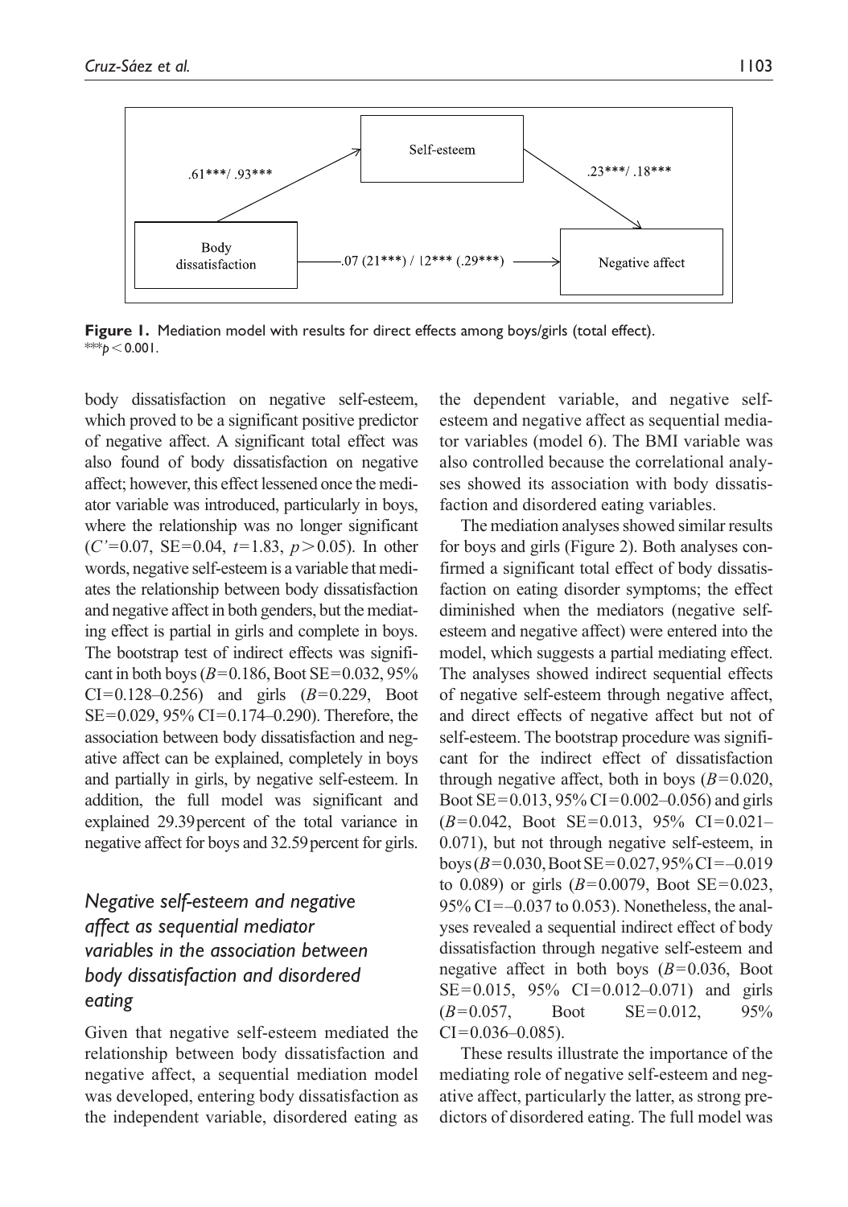Self-esteem

.61***/ .93***

.23***/ .18***

Body dissatisfaction

.07 (21***) / 12*** (.29***)

Negative affect

**Figure 1.** Mediation model with results for direct effects among boys/girls (total effect).
***$p < 0.001$.

body dissatisfaction on negative self-esteem, which proved to be a significant positive predictor of negative affect. A significant total effect was also found of body dissatisfaction on negative affect; however, this effect lessened once the mediator variable was introduced, particularly in boys, where the relationship was no longer significant ($C'=0.07$, SE=0.04, $t=1.83$, $p>0.05$). In other words, negative self-esteem is a variable that mediates the relationship between body dissatisfaction and negative affect in both genders, but the mediating effect is partial in girls and complete in boys. The bootstrap test of indirect effects was significant in both boys ($B=0.186$, Boot SE=0.032, 95% CI=0.128–0.256) and girls ($B=0.229$, Boot SE=0.029, 95% CI=0.174–0.290). Therefore, the association between body dissatisfaction and negative affect can be explained, completely in boys and partially in girls, by negative self-esteem. In addition, the full model was significant and explained 29.39 percent of the total variance in negative affect for boys and 32.59 percent for girls.

## *Negative self-esteem and negative affect as sequential mediator variables in the association between body dissatisfaction and disordered eating*

Given that negative self-esteem mediated the relationship between body dissatisfaction and negative affect, a sequential mediation model was developed, entering body dissatisfaction as the independent variable, disordered eating as the dependent variable, and negative self-esteem and negative affect as sequential mediator variables (model 6). The BMI variable was also controlled because the correlational analyses showed its association with body dissatisfaction and disordered eating variables.

The mediation analyses showed similar results for boys and girls (Figure 2). Both analyses confirmed a significant total effect of body dissatisfaction on eating disorder symptoms; the effect diminished when the mediators (negative self-esteem and negative affect) were entered into the model, which suggests a partial mediating effect. The analyses showed indirect sequential effects of negative self-esteem through negative affect, and direct effects of negative affect but not of self-esteem. The bootstrap procedure was significant for the indirect effect of dissatisfaction through negative affect, both in boys ($B=0.020$, Boot SE=0.013, 95% CI=0.002–0.056) and girls ($B=0.042$, Boot SE=0.013, 95% CI=0.021–0.071), but not through negative self-esteem, in boys ($B=0.030$, Boot SE=0.027, 95% CI=–0.019 to 0.089) or girls ($B=0.0079$, Boot SE=0.023, 95% CI=–0.037 to 0.053). Nonetheless, the analyses revealed a sequential indirect effect of body dissatisfaction through negative self-esteem and negative affect in both boys ($B=0.036$, Boot SE=0.015, 95% CI=0.012–0.071) and girls ($B=0.057$, Boot SE=0.012, 95% CI=0.036–0.085).

These results illustrate the importance of the mediating role of negative self-esteem and negative affect, particularly the latter, as strong predictors of disordered eating. The full model was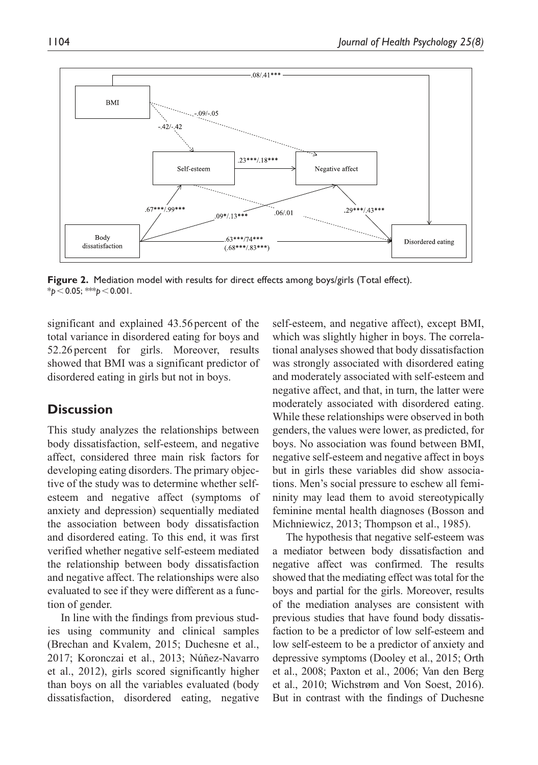**Figure 2.** Mediation model with results for direct effects among boys/girls (Total effect).
*$p < 0.05$; ***$p < 0.001$.

significant and explained 43.56 percent of the total variance in disordered eating for boys and 52.26 percent for girls. Moreover, results showed that BMI was a significant predictor of disordered eating in girls but not in boys.

## Discussion

This study analyzes the relationships between body dissatisfaction, self-esteem, and negative affect, considered three main risk factors for developing eating disorders. The primary objective of the study was to determine whether self-esteem and negative affect (symptoms of anxiety and depression) sequentially mediated the association between body dissatisfaction and disordered eating. To this end, it was first verified whether negative self-esteem mediated the relationship between body dissatisfaction and negative affect. The relationships were also evaluated to see if they were different as a function of gender.

In line with the findings from previous studies using community and clinical samples (Brechan and Kvalem, 2015; Duchesne et al., 2017; Koronczai et al., 2013; Núñez-Navarro et al., 2012), girls scored significantly higher than boys on all the variables evaluated (body dissatisfaction, disordered eating, negative self-esteem, and negative affect), except BMI, which was slightly higher in boys. The correlational analyses showed that body dissatisfaction was strongly associated with disordered eating and moderately associated with self-esteem and negative affect, and that, in turn, the latter were moderately associated with disordered eating. While these relationships were observed in both genders, the values were lower, as predicted, for boys. No association was found between BMI, negative self-esteem and negative affect in boys but in girls these variables did show associations. Men's social pressure to eschew all femininity may lead them to avoid stereotypically feminine mental health diagnoses (Bosson and Michniewicz, 2013; Thompson et al., 1985).

The hypothesis that negative self-esteem was a mediator between body dissatisfaction and negative affect was confirmed. The results showed that the mediating effect was total for the boys and partial for the girls. Moreover, results of the mediation analyses are consistent with previous studies that have found body dissatisfaction to be a predictor of low self-esteem and low self-esteem to be a predictor of anxiety and depressive symptoms (Dooley et al., 2015; Orth et al., 2008; Paxton et al., 2006; Van den Berg et al., 2010; Wichstrøm and Von Soest, 2016). But in contrast with the findings of Duchesne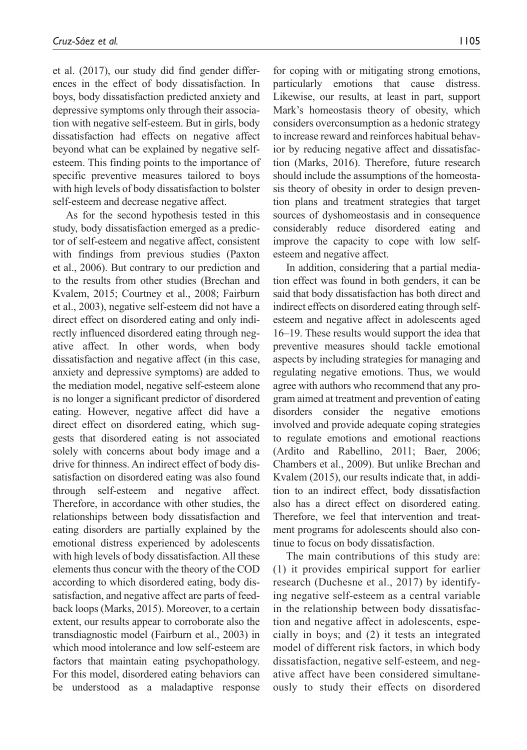et al. (2017), our study did find gender differences in the effect of body dissatisfaction. In boys, body dissatisfaction predicted anxiety and depressive symptoms only through their association with negative self-esteem. But in girls, body dissatisfaction had effects on negative affect beyond what can be explained by negative self-esteem. This finding points to the importance of specific preventive measures tailored to boys with high levels of body dissatisfaction to bolster self-esteem and decrease negative affect.

As for the second hypothesis tested in this study, body dissatisfaction emerged as a predictor of self-esteem and negative affect, consistent with findings from previous studies (Paxton et al., 2006). But contrary to our prediction and to the results from other studies (Brechan and Kvalem, 2015; Courtney et al., 2008; Fairburn et al., 2003), negative self-esteem did not have a direct effect on disordered eating and only indirectly influenced disordered eating through negative affect. In other words, when body dissatisfaction and negative affect (in this case, anxiety and depressive symptoms) are added to the mediation model, negative self-esteem alone is no longer a significant predictor of disordered eating. However, negative affect did have a direct effect on disordered eating, which suggests that disordered eating is not associated solely with concerns about body image and a drive for thinness. An indirect effect of body dissatisfaction on disordered eating was also found through self-esteem and negative affect. Therefore, in accordance with other studies, the relationships between body dissatisfaction and eating disorders are partially explained by the emotional distress experienced by adolescents with high levels of body dissatisfaction. All these elements thus concur with the theory of the COD according to which disordered eating, body dissatisfaction, and negative affect are parts of feedback loops (Marks, 2015). Moreover, to a certain extent, our results appear to corroborate also the transdiagnostic model (Fairburn et al., 2003) in which mood intolerance and low self-esteem are factors that maintain eating psychopathology. For this model, disordered eating behaviors can be understood as a maladaptive response for coping with or mitigating strong emotions, particularly emotions that cause distress. Likewise, our results, at least in part, support Mark's homeostasis theory of obesity, which considers overconsumption as a hedonic strategy to increase reward and reinforces habitual behavior by reducing negative affect and dissatisfaction (Marks, 2016). Therefore, future research should include the assumptions of the homeostasis theory of obesity in order to design prevention plans and treatment strategies that target sources of dyshomeostasis and in consequence considerably reduce disordered eating and improve the capacity to cope with low self-esteem and negative affect.

In addition, considering that a partial mediation effect was found in both genders, it can be said that body dissatisfaction has both direct and indirect effects on disordered eating through self-esteem and negative affect in adolescents aged 16–19. These results would support the idea that preventive measures should tackle emotional aspects by including strategies for managing and regulating negative emotions. Thus, we would agree with authors who recommend that any program aimed at treatment and prevention of eating disorders consider the negative emotions involved and provide adequate coping strategies to regulate emotions and emotional reactions (Ardito and Rabellino, 2011; Baer, 2006; Chambers et al., 2009). But unlike Brechan and Kvalem (2015), our results indicate that, in addition to an indirect effect, body dissatisfaction also has a direct effect on disordered eating. Therefore, we feel that intervention and treatment programs for adolescents should also continue to focus on body dissatisfaction.

The main contributions of this study are: (1) it provides empirical support for earlier research (Duchesne et al., 2017) by identifying negative self-esteem as a central variable in the relationship between body dissatisfaction and negative affect in adolescents, especially in boys; and (2) it tests an integrated model of different risk factors, in which body dissatisfaction, negative self-esteem, and negative affect have been considered simultaneously to study their effects on disordered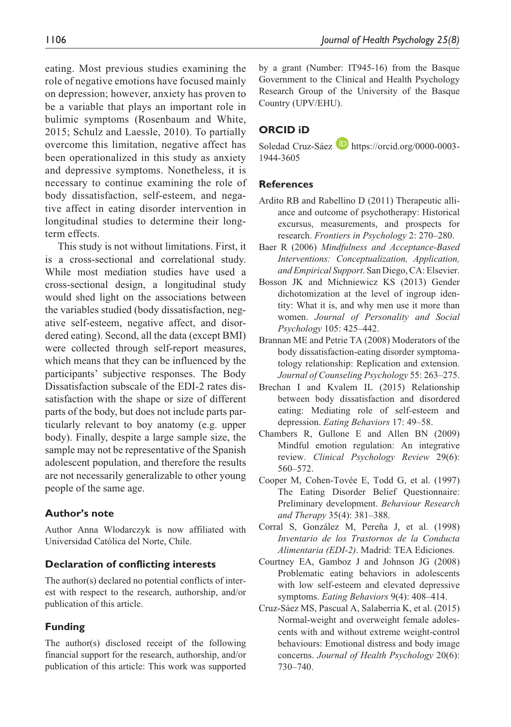eating. Most previous studies examining the role of negative emotions have focused mainly on depression; however, anxiety has proven to be a variable that plays an important role in bulimic symptoms (Rosenbaum and White, 2015; Schulz and Laessle, 2010). To partially overcome this limitation, negative affect has been operationalized in this study as anxiety and depressive symptoms. Nonetheless, it is necessary to continue examining the role of body dissatisfaction, self-esteem, and negative affect in eating disorder intervention in longitudinal studies to determine their long-term effects.

This study is not without limitations. First, it is a cross-sectional and correlational study. While most mediation studies have used a cross-sectional design, a longitudinal study would shed light on the associations between the variables studied (body dissatisfaction, negative self-esteem, negative affect, and disordered eating). Second, all the data (except BMI) were collected through self-report measures, which means that they can be influenced by the participants' subjective responses. The Body Dissatisfaction subscale of the EDI-2 rates dissatisfaction with the shape or size of different parts of the body, but does not include parts particularly relevant to boy anatomy (e.g. upper body). Finally, despite a large sample size, the sample may not be representative of the Spanish adolescent population, and therefore the results are not necessarily generalizable to other young people of the same age.

## Author's note

Author Anna Wlodarczyk is now affiliated with Universidad Católica del Norte, Chile.

## Declaration of conflicting interests

The author(s) declared no potential conflicts of interest with respect to the research, authorship, and/or publication of this article.

## Funding

The author(s) disclosed receipt of the following financial support for the research, authorship, and/or publication of this article: This work was supported by a grant (Number: IT945-16) from the Basque Government to the Clinical and Health Psychology Research Group of the University of the Basque Country (UPV/EHU).

## ORCID iD

Soledad Cruz-Sáez https://orcid.org/0000-0003-1944-3605

## References

Ardito RB and Rabellino D (2011) Therapeutic alliance and outcome of psychotherapy: Historical excursus, measurements, and prospects for research. *Frontiers in Psychology* 2: 270–280.

Baer R (2006) *Mindfulness and Acceptance-Based Interventions: Conceptualization, Application, and Empirical Support*. San Diego, CA: Elsevier.

Bosson JK and Michniewicz KS (2013) Gender dichotomization at the level of ingroup identity: What it is, and why men use it more than women. *Journal of Personality and Social Psychology* 105: 425–442.

Brannan ME and Petrie TA (2008) Moderators of the body dissatisfaction-eating disorder symptomatology relationship: Replication and extension. *Journal of Counseling Psychology* 55: 263–275.

Brechan I and Kvalem IL (2015) Relationship between body dissatisfaction and disordered eating: Mediating role of self-esteem and depression. *Eating Behaviors* 17: 49–58.

Chambers R, Gullone E and Allen BN (2009) Mindful emotion regulation: An integrative review. *Clinical Psychology Review* 29(6): 560–572.

Cooper M, Cohen-Tovée E, Todd G, et al. (1997) The Eating Disorder Belief Questionnaire: Preliminary development. *Behaviour Research and Therapy* 35(4): 381–388.

Corral S, González M, Pereña J, et al. (1998) *Inventario de los Trastornos de la Conducta Alimentaria (EDI-2)*. Madrid: TEA Ediciones.

Courtney EA, Gamboz J and Johnson JG (2008) Problematic eating behaviors in adolescents with low self-esteem and elevated depressive symptoms. *Eating Behaviors* 9(4): 408–414.

Cruz-Sáez MS, Pascual A, Salaberria K, et al. (2015) Normal-weight and overweight female adolescents with and without extreme weight-control behaviours: Emotional distress and body image concerns. *Journal of Health Psychology* 20(6): 730–740.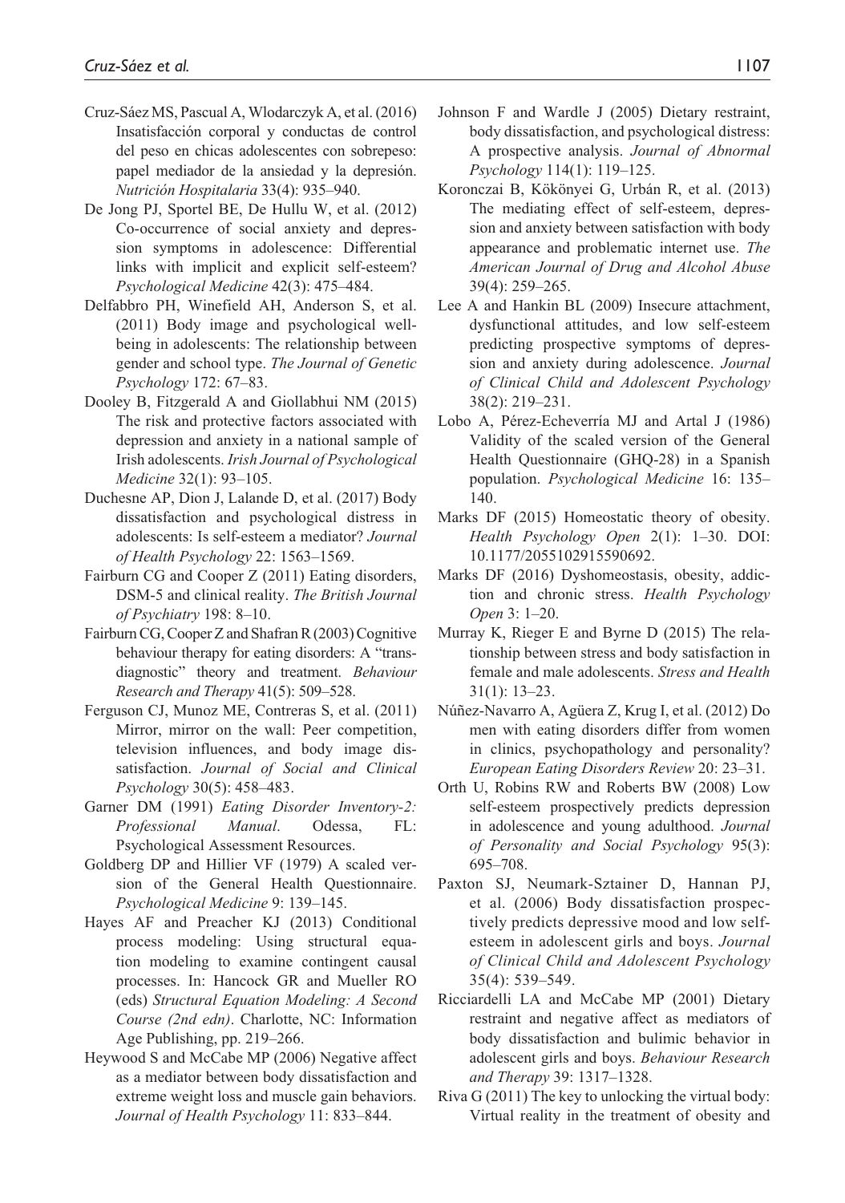Cruz-Sáez MS, Pascual A, Wlodarczyk A, et al. (2016) Insatisfacción corporal y conductas de control del peso en chicas adolescentes con sobrepeso: papel mediador de la ansiedad y la depresión. *Nutrición Hospitalaria* 33(4): 935–940.

De Jong PJ, Sportel BE, De Hullu W, et al. (2012) Co-occurrence of social anxiety and depression symptoms in adolescence: Differential links with implicit and explicit self-esteem? *Psychological Medicine* 42(3): 475–484.

Delfabbro PH, Winefield AH, Anderson S, et al. (2011) Body image and psychological well-being in adolescents: The relationship between gender and school type. *The Journal of Genetic Psychology* 172: 67–83.

Dooley B, Fitzgerald A and Giollabhui NM (2015) The risk and protective factors associated with depression and anxiety in a national sample of Irish adolescents. *Irish Journal of Psychological Medicine* 32(1): 93–105.

Duchesne AP, Dion J, Lalande D, et al. (2017) Body dissatisfaction and psychological distress in adolescents: Is self-esteem a mediator? *Journal of Health Psychology* 22: 1563–1569.

Fairburn CG and Cooper Z (2011) Eating disorders, DSM-5 and clinical reality. *The British Journal of Psychiatry* 198: 8–10.

Fairburn CG, Cooper Z and Shafran R (2003) Cognitive behaviour therapy for eating disorders: A "transdiagnostic" theory and treatment. *Behaviour Research and Therapy* 41(5): 509–528.

Ferguson CJ, Munoz ME, Contreras S, et al. (2011) Mirror, mirror on the wall: Peer competition, television influences, and body image dissatisfaction. *Journal of Social and Clinical Psychology* 30(5): 458–483.

Garner DM (1991) *Eating Disorder Inventory-2: Professional Manual*. Odessa, FL: Psychological Assessment Resources.

Goldberg DP and Hillier VF (1979) A scaled version of the General Health Questionnaire. *Psychological Medicine* 9: 139–145.

Hayes AF and Preacher KJ (2013) Conditional process modeling: Using structural equation modeling to examine contingent causal processes. In: Hancock GR and Mueller RO (eds) *Structural Equation Modeling: A Second Course (2nd edn)*. Charlotte, NC: Information Age Publishing, pp. 219–266.

Heywood S and McCabe MP (2006) Negative affect as a mediator between body dissatisfaction and extreme weight loss and muscle gain behaviors. *Journal of Health Psychology* 11: 833–844.

Johnson F and Wardle J (2005) Dietary restraint, body dissatisfaction, and psychological distress: A prospective analysis. *Journal of Abnormal Psychology* 114(1): 119–125.

Koronczai B, Kökönyei G, Urbán R, et al. (2013) The mediating effect of self-esteem, depression and anxiety between satisfaction with body appearance and problematic internet use. *The American Journal of Drug and Alcohol Abuse* 39(4): 259–265.

Lee A and Hankin BL (2009) Insecure attachment, dysfunctional attitudes, and low self-esteem predicting prospective symptoms of depression and anxiety during adolescence. *Journal of Clinical Child and Adolescent Psychology* 38(2): 219–231.

Lobo A, Pérez-Echeverría MJ and Artal J (1986) Validity of the scaled version of the General Health Questionnaire (GHQ-28) in a Spanish population. *Psychological Medicine* 16: 135–140.

Marks DF (2015) Homeostatic theory of obesity. *Health Psychology Open* 2(1): 1–30. DOI: 10.1177/2055102915590692.

Marks DF (2016) Dyshomeostasis, obesity, addiction and chronic stress. *Health Psychology Open* 3: 1–20.

Murray K, Rieger E and Byrne D (2015) The relationship between stress and body satisfaction in female and male adolescents. *Stress and Health* 31(1): 13–23.

Núñez-Navarro A, Agüera Z, Krug I, et al. (2012) Do men with eating disorders differ from women in clinics, psychopathology and personality? *European Eating Disorders Review* 20: 23–31.

Orth U, Robins RW and Roberts BW (2008) Low self-esteem prospectively predicts depression in adolescence and young adulthood. *Journal of Personality and Social Psychology* 95(3): 695–708.

Paxton SJ, Neumark-Sztainer D, Hannan PJ, et al. (2006) Body dissatisfaction prospectively predicts depressive mood and low self-esteem in adolescent girls and boys. *Journal of Clinical Child and Adolescent Psychology* 35(4): 539–549.

Ricciardelli LA and McCabe MP (2001) Dietary restraint and negative affect as mediators of body dissatisfaction and bulimic behavior in adolescent girls and boys. *Behaviour Research and Therapy* 39: 1317–1328.

Riva G (2011) The key to unlocking the virtual body: Virtual reality in the treatment of obesity and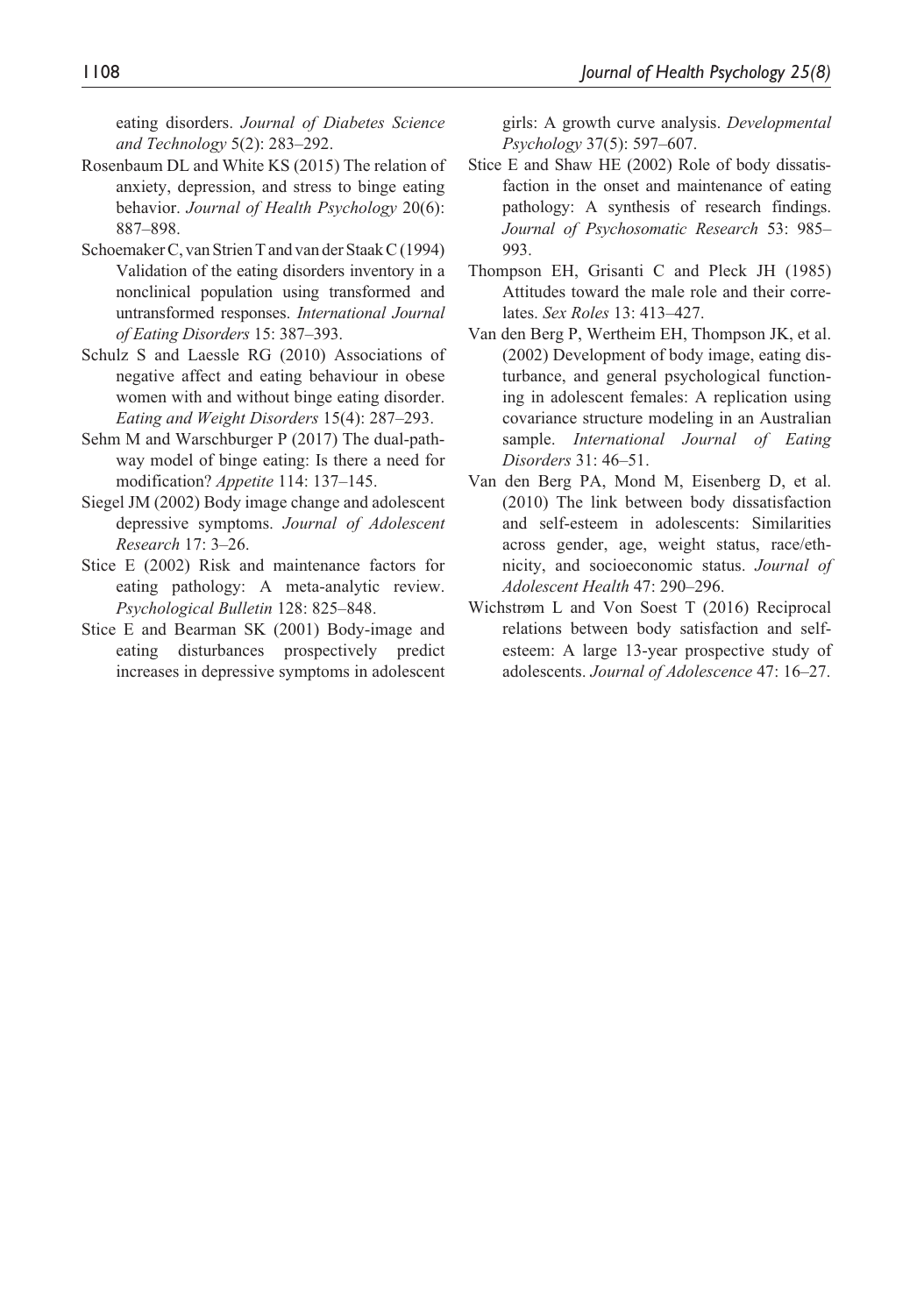eating disorders. *Journal of Diabetes Science and Technology* 5(2): 283–292.

Rosenbaum DL and White KS (2015) The relation of anxiety, depression, and stress to binge eating behavior. *Journal of Health Psychology* 20(6): 887–898.

Schoemaker C, van Strien T and van der Staak C (1994) Validation of the eating disorders inventory in a nonclinical population using transformed and untransformed responses. *International Journal of Eating Disorders* 15: 387–393.

Schulz S and Laessle RG (2010) Associations of negative affect and eating behaviour in obese women with and without binge eating disorder. *Eating and Weight Disorders* 15(4): 287–293.

Sehm M and Warschburger P (2017) The dual-pathway model of binge eating: Is there a need for modification? *Appetite* 114: 137–145.

Siegel JM (2002) Body image change and adolescent depressive symptoms. *Journal of Adolescent Research* 17: 3–26.

Stice E (2002) Risk and maintenance factors for eating pathology: A meta-analytic review. *Psychological Bulletin* 128: 825–848.

Stice E and Bearman SK (2001) Body-image and eating disturbances prospectively predict increases in depressive symptoms in adolescent girls: A growth curve analysis. *Developmental Psychology* 37(5): 597–607.

Stice E and Shaw HE (2002) Role of body dissatisfaction in the onset and maintenance of eating pathology: A synthesis of research findings. *Journal of Psychosomatic Research* 53: 985–993.

Thompson EH, Grisanti C and Pleck JH (1985) Attitudes toward the male role and their correlates. *Sex Roles* 13: 413–427.

Van den Berg P, Wertheim EH, Thompson JK, et al. (2002) Development of body image, eating disturbance, and general psychological functioning in adolescent females: A replication using covariance structure modeling in an Australian sample. *International Journal of Eating Disorders* 31: 46–51.

Van den Berg PA, Mond M, Eisenberg D, et al. (2010) The link between body dissatisfaction and self-esteem in adolescents: Similarities across gender, age, weight status, race/ethnicity, and socioeconomic status. *Journal of Adolescent Health* 47: 290–296.

Wichstrøm L and Von Soest T (2016) Reciprocal relations between body satisfaction and self-esteem: A large 13-year prospective study of adolescents. *Journal of Adolescence* 47: 16–27.